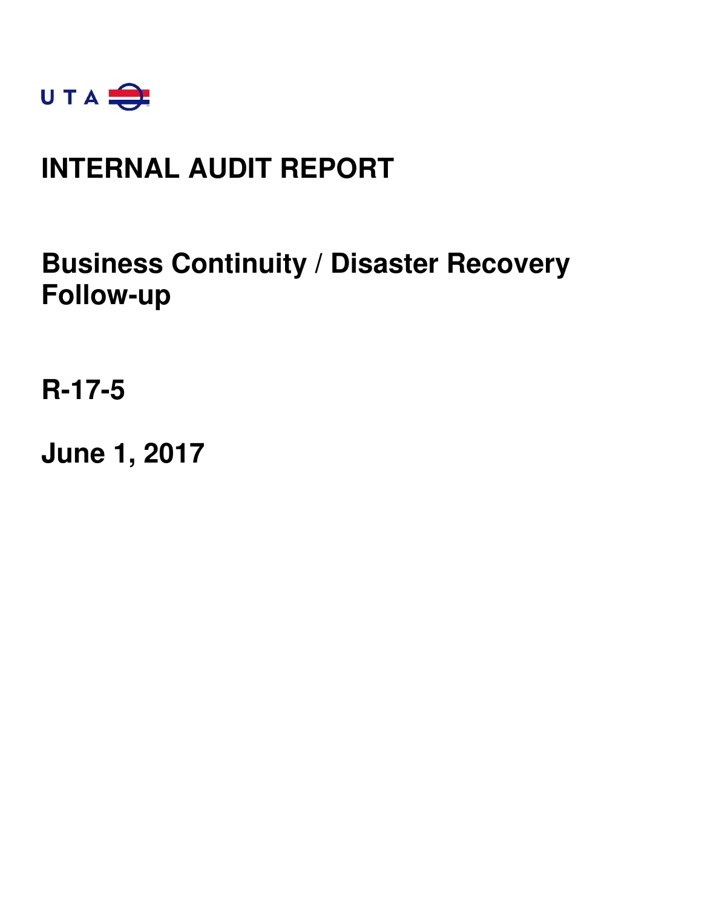UTA

# INTERNAL AUDIT REPORT

## Business Continuity / Disaster Recovery Follow-up

## R-17-5

## June 1, 2017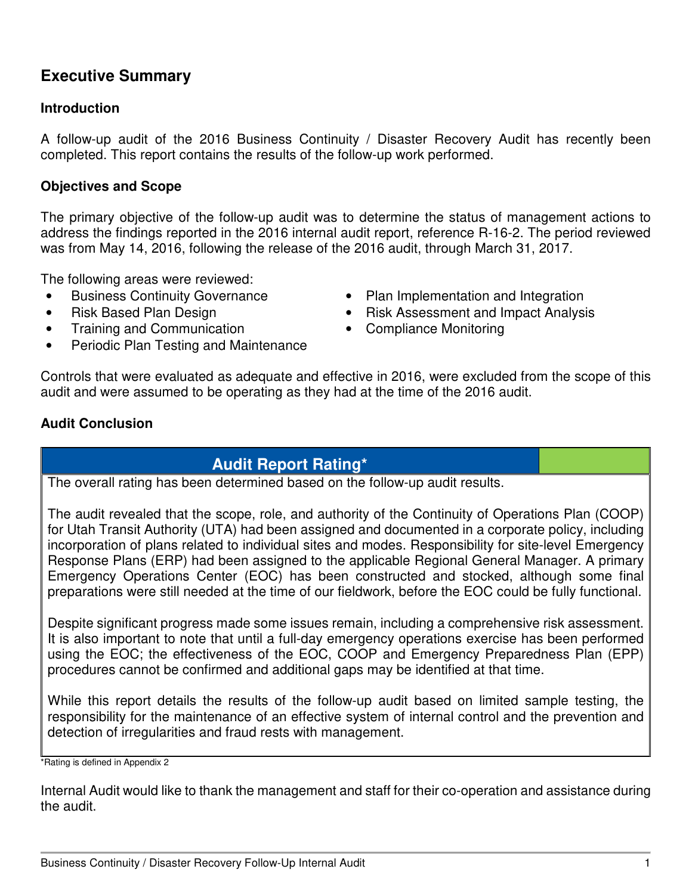## Executive Summary

### Introduction

A follow-up audit of the 2016 Business Continuity / Disaster Recovery Audit has recently been completed. This report contains the results of the follow-up work performed.

### Objectives and Scope

The primary objective of the follow-up audit was to determine the status of management actions to address the findings reported in the 2016 internal audit report, reference R-16-2. The period reviewed was from May 14, 2016, following the release of the 2016 audit, through March 31, 2017.

The following areas were reviewed:

- Business Continuity Governance
- Risk Based Plan Design
- Training and Communication
- Periodic Plan Testing and Maintenance
- Plan Implementation and Integration
- Risk Assessment and Impact Analysis
- Compliance Monitoring

Controls that were evaluated as adequate and effective in 2016, were excluded from the scope of this audit and were assumed to be operating as they had at the time of the 2016 audit.

### Audit Conclusion

| Audit Report Rating* | |
|---|---|

The overall rating has been determined based on the follow-up audit results.

The audit revealed that the scope, role, and authority of the Continuity of Operations Plan (COOP) for Utah Transit Authority (UTA) had been assigned and documented in a corporate policy, including incorporation of plans related to individual sites and modes. Responsibility for site-level Emergency Response Plans (ERP) had been assigned to the applicable Regional General Manager. A primary Emergency Operations Center (EOC) has been constructed and stocked, although some final preparations were still needed at the time of our fieldwork, before the EOC could be fully functional.

Despite significant progress made some issues remain, including a comprehensive risk assessment. It is also important to note that until a full-day emergency operations exercise has been performed using the EOC; the effectiveness of the EOC, COOP and Emergency Preparedness Plan (EPP) procedures cannot be confirmed and additional gaps may be identified at that time.

While this report details the results of the follow-up audit based on limited sample testing, the responsibility for the maintenance of an effective system of internal control and the prevention and detection of irregularities and fraud rests with management.

*Rating is defined in Appendix 2

Internal Audit would like to thank the management and staff for their co-operation and assistance during the audit.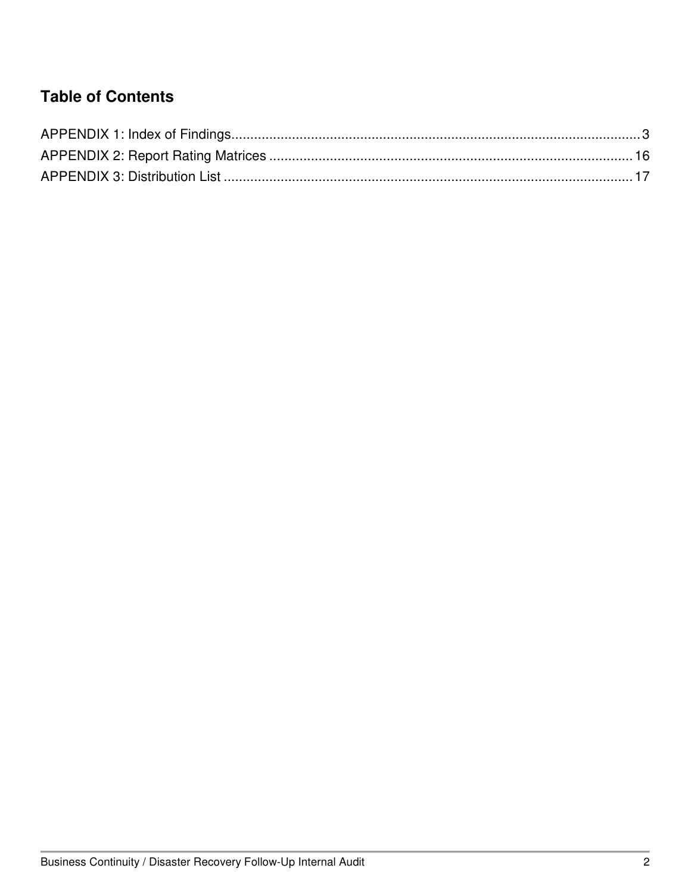## Table of Contents

APPENDIX 1: Index of Findings............................................................................................................3
APPENDIX 2: Report Rating Matrices ................................................................................................16
APPENDIX 3: Distribution List ............................................................................................................17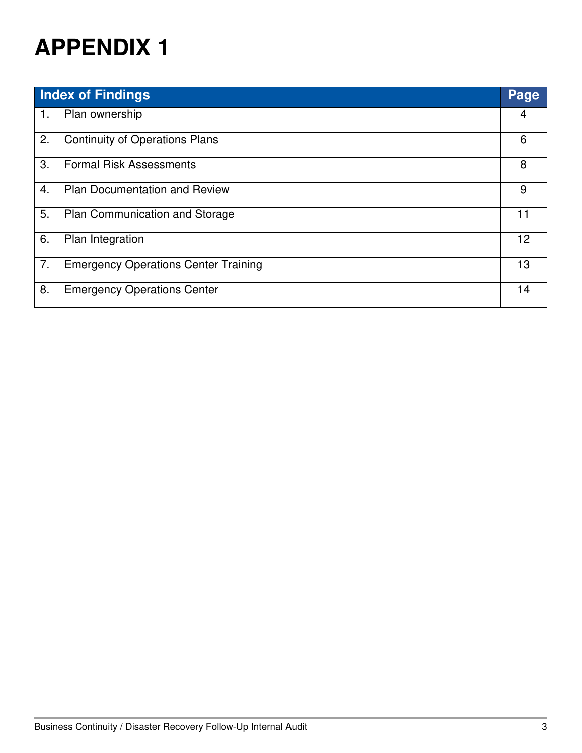# APPENDIX 1

| Index of Findings | Page |
|---|---|
| 1. Plan ownership | 4 |
| 2. Continuity of Operations Plans | 6 |
| 3. Formal Risk Assessments | 8 |
| 4. Plan Documentation and Review | 9 |
| 5. Plan Communication and Storage | 11 |
| 6. Plan Integration | 12 |
| 7. Emergency Operations Center Training | 13 |
| 8. Emergency Operations Center | 14 |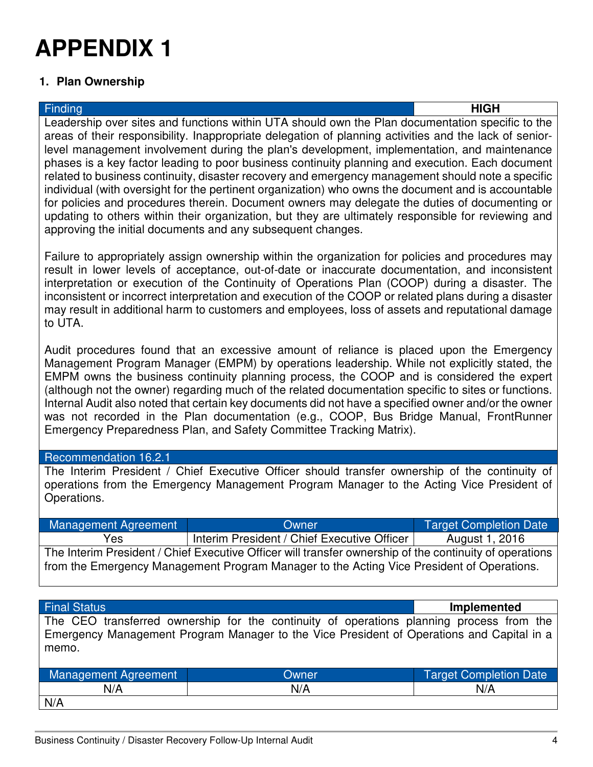# APPENDIX 1

## 1. Plan Ownership

| Finding | HIGH |
|---|---|

Leadership over sites and functions within UTA should own the Plan documentation specific to the areas of their responsibility. Inappropriate delegation of planning activities and the lack of senior-level management involvement during the plan's development, implementation, and maintenance phases is a key factor leading to poor business continuity planning and execution. Each document related to business continuity, disaster recovery and emergency management should note a specific individual (with oversight for the pertinent organization) who owns the document and is accountable for policies and procedures therein. Document owners may delegate the duties of documenting or updating to others within their organization, but they are ultimately responsible for reviewing and approving the initial documents and any subsequent changes.

Failure to appropriately assign ownership within the organization for policies and procedures may result in lower levels of acceptance, out-of-date or inaccurate documentation, and inconsistent interpretation or execution of the Continuity of Operations Plan (COOP) during a disaster. The inconsistent or incorrect interpretation and execution of the COOP or related plans during a disaster may result in additional harm to customers and employees, loss of assets and reputational damage to UTA.

Audit procedures found that an excessive amount of reliance is placed upon the Emergency Management Program Manager (EMPM) by operations leadership. While not explicitly stated, the EMPM owns the business continuity planning process, the COOP and is considered the expert (although not the owner) regarding much of the related documentation specific to sites or functions. Internal Audit also noted that certain key documents did not have a specified owner and/or the owner was not recorded in the Plan documentation (e.g., COOP, Bus Bridge Manual, FrontRunner Emergency Preparedness Plan, and Safety Committee Tracking Matrix).

**Recommendation 16.2.1**

The Interim President / Chief Executive Officer should transfer ownership of the continuity of operations from the Emergency Management Program Manager to the Acting Vice President of Operations.

| Management Agreement | Owner | Target Completion Date |
|---|---|---|
| Yes | Interim President / Chief Executive Officer | August 1, 2016 |

The Interim President / Chief Executive Officer will transfer ownership of the continuity of operations from the Emergency Management Program Manager to the Acting Vice President of Operations.

| Final Status | Implemented |
|---|---|

The CEO transferred ownership for the continuity of operations planning process from the Emergency Management Program Manager to the Vice President of Operations and Capital in a memo.

| Management Agreement | Owner | Target Completion Date |
|---|---|---|
| N/A | N/A | N/A |

N/A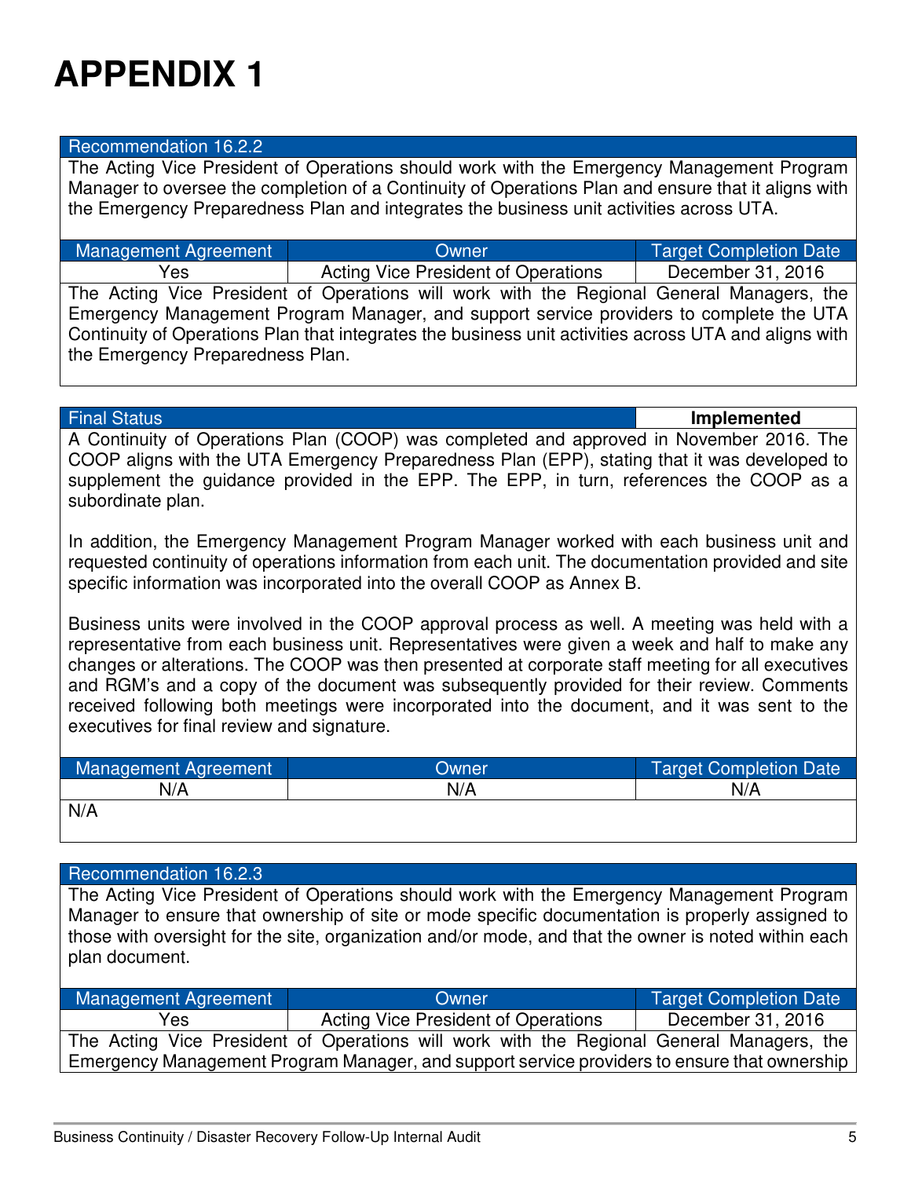# APPENDIX 1

| Recommendation 16.2.2 | | |
|---|---|---|
| The Acting Vice President of Operations should work with the Emergency Management Program Manager to oversee the completion of a Continuity of Operations Plan and ensure that it aligns with the Emergency Preparedness Plan and integrates the business unit activities across UTA. | | |
| **Management Agreement** | **Owner** | **Target Completion Date** |
| Yes | Acting Vice President of Operations | December 31, 2016 |
| The Acting Vice President of Operations will work with the Regional General Managers, the Emergency Management Program Manager, and support service providers to complete the UTA Continuity of Operations Plan that integrates the business unit activities across UTA and aligns with the Emergency Preparedness Plan. | | |

| Final Status | | **Implemented** |
|---|---|---|
| A Continuity of Operations Plan (COOP) was completed and approved in November 2016. The COOP aligns with the UTA Emergency Preparedness Plan (EPP), stating that it was developed to supplement the guidance provided in the EPP. The EPP, in turn, references the COOP as a subordinate plan.<br><br>In addition, the Emergency Management Program Manager worked with each business unit and requested continuity of operations information from each unit. The documentation provided and site specific information was incorporated into the overall COOP as Annex B.<br><br>Business units were involved in the COOP approval process as well. A meeting was held with a representative from each business unit. Representatives were given a week and half to make any changes or alterations. The COOP was then presented at corporate staff meeting for all executives and RGM's and a copy of the document was subsequently provided for their review. Comments received following both meetings were incorporated into the document, and it was sent to the executives for final review and signature. | | |
| **Management Agreement** | **Owner** | **Target Completion Date** |
| N/A | N/A | N/A |
| N/A | | |

| Recommendation 16.2.3 | | |
|---|---|---|
| The Acting Vice President of Operations should work with the Emergency Management Program Manager to ensure that ownership of site or mode specific documentation is properly assigned to those with oversight for the site, organization and/or mode, and that the owner is noted within each plan document. | | |
| **Management Agreement** | **Owner** | **Target Completion Date** |
| Yes | Acting Vice President of Operations | December 31, 2016 |
| The Acting Vice President of Operations will work with the Regional General Managers, the Emergency Management Program Manager, and support service providers to ensure that ownership | | |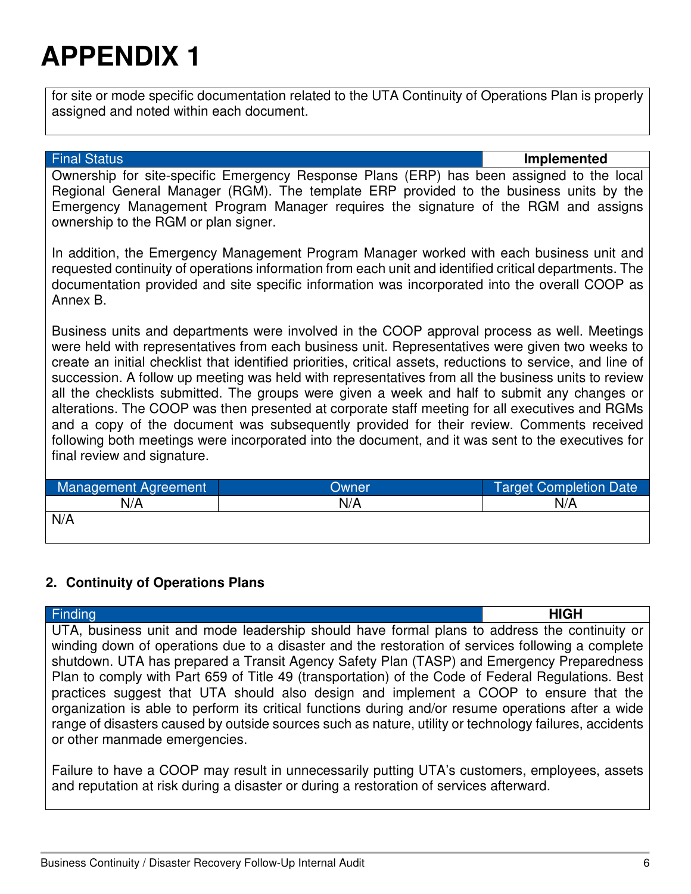# APPENDIX 1

for site or mode specific documentation related to the UTA Continuity of Operations Plan is properly assigned and noted within each document.

| Final Status | Implemented |
|---|---|
| Ownership for site-specific Emergency Response Plans (ERP) has been assigned to the local Regional General Manager (RGM). The template ERP provided to the business units by the Emergency Management Program Manager requires the signature of the RGM and assigns ownership to the RGM or plan signer.<br><br>In addition, the Emergency Management Program Manager worked with each business unit and requested continuity of operations information from each unit and identified critical departments. The documentation provided and site specific information was incorporated into the overall COOP as Annex B.<br><br>Business units and departments were involved in the COOP approval process as well. Meetings were held with representatives from each business unit. Representatives were given two weeks to create an initial checklist that identified priorities, critical assets, reductions to service, and line of succession. A follow up meeting was held with representatives from all the business units to review all the checklists submitted. The groups were given a week and half to submit any changes or alterations. The COOP was then presented at corporate staff meeting for all executives and RGMs and a copy of the document was subsequently provided for their review. Comments received following both meetings were incorporated into the document, and it was sent to the executives for final review and signature. | |

| Management Agreement | Owner | Target Completion Date |
|---|---|---|
| N/A | N/A | N/A |
| N/A | | |

## 2. Continuity of Operations Plans

| Finding | HIGH |
|---|---|
| UTA, business unit and mode leadership should have formal plans to address the continuity or winding down of operations due to a disaster and the restoration of services following a complete shutdown. UTA has prepared a Transit Agency Safety Plan (TASP) and Emergency Preparedness Plan to comply with Part 659 of Title 49 (transportation) of the Code of Federal Regulations. Best practices suggest that UTA should also design and implement a COOP to ensure that the organization is able to perform its critical functions during and/or resume operations after a wide range of disasters caused by outside sources such as nature, utility or technology failures, accidents or other manmade emergencies.<br><br>Failure to have a COOP may result in unnecessarily putting UTA's customers, employees, assets and reputation at risk during a disaster or during a restoration of services afterward. | |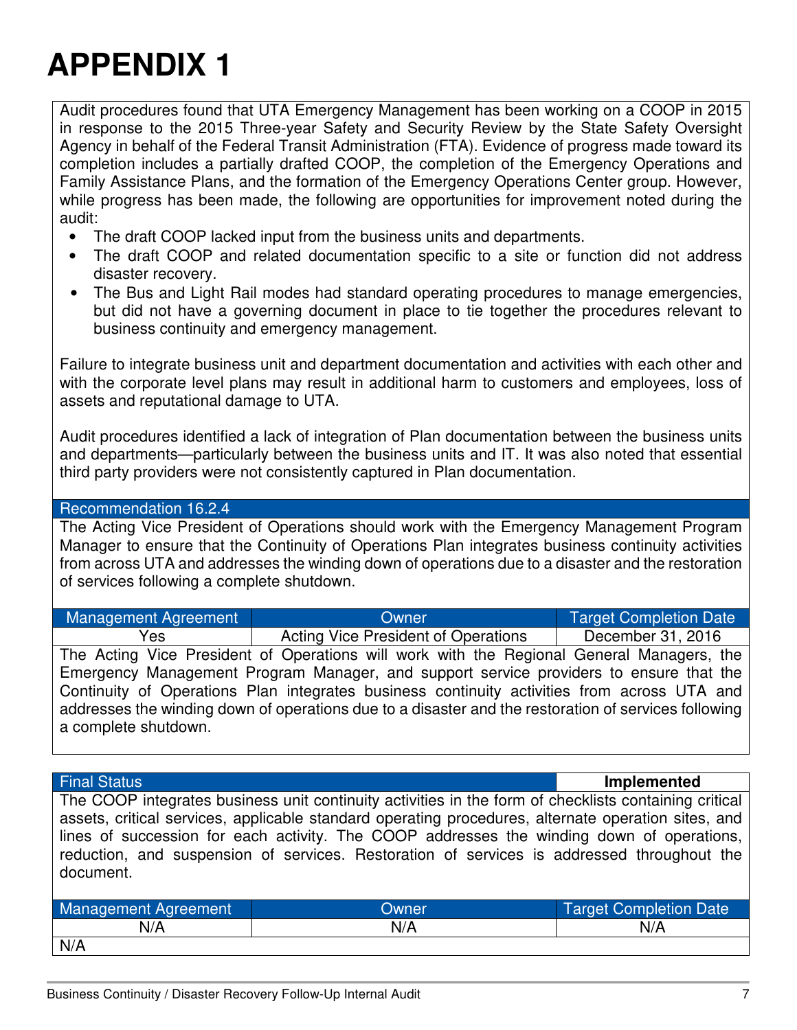# APPENDIX 1

Audit procedures found that UTA Emergency Management has been working on a COOP in 2015 in response to the 2015 Three-year Safety and Security Review by the State Safety Oversight Agency in behalf of the Federal Transit Administration (FTA). Evidence of progress made toward its completion includes a partially drafted COOP, the completion of the Emergency Operations and Family Assistance Plans, and the formation of the Emergency Operations Center group. However, while progress has been made, the following are opportunities for improvement noted during the audit:

- The draft COOP lacked input from the business units and departments.
- The draft COOP and related documentation specific to a site or function did not address disaster recovery.
- The Bus and Light Rail modes had standard operating procedures to manage emergencies, but did not have a governing document in place to tie together the procedures relevant to business continuity and emergency management.

Failure to integrate business unit and department documentation and activities with each other and with the corporate level plans may result in additional harm to customers and employees, loss of assets and reputational damage to UTA.

Audit procedures identified a lack of integration of Plan documentation between the business units and departments—particularly between the business units and IT. It was also noted that essential third party providers were not consistently captured in Plan documentation.

**Recommendation 16.2.4**

The Acting Vice President of Operations should work with the Emergency Management Program Manager to ensure that the Continuity of Operations Plan integrates business continuity activities from across UTA and addresses the winding down of operations due to a disaster and the restoration of services following a complete shutdown.

| Management Agreement | Owner | Target Completion Date |
|---|---|---|
| Yes | Acting Vice President of Operations | December 31, 2016 |

The Acting Vice President of Operations will work with the Regional General Managers, the Emergency Management Program Manager, and support service providers to ensure that the Continuity of Operations Plan integrates business continuity activities from across UTA and addresses the winding down of operations due to a disaster and the restoration of services following a complete shutdown.

| Final Status | Implemented |
|---|---|

The COOP integrates business unit continuity activities in the form of checklists containing critical assets, critical services, applicable standard operating procedures, alternate operation sites, and lines of succession for each activity. The COOP addresses the winding down of operations, reduction, and suspension of services. Restoration of services is addressed throughout the document.

| Management Agreement | Owner | Target Completion Date |
|---|---|---|
| N/A | N/A | N/A |

N/A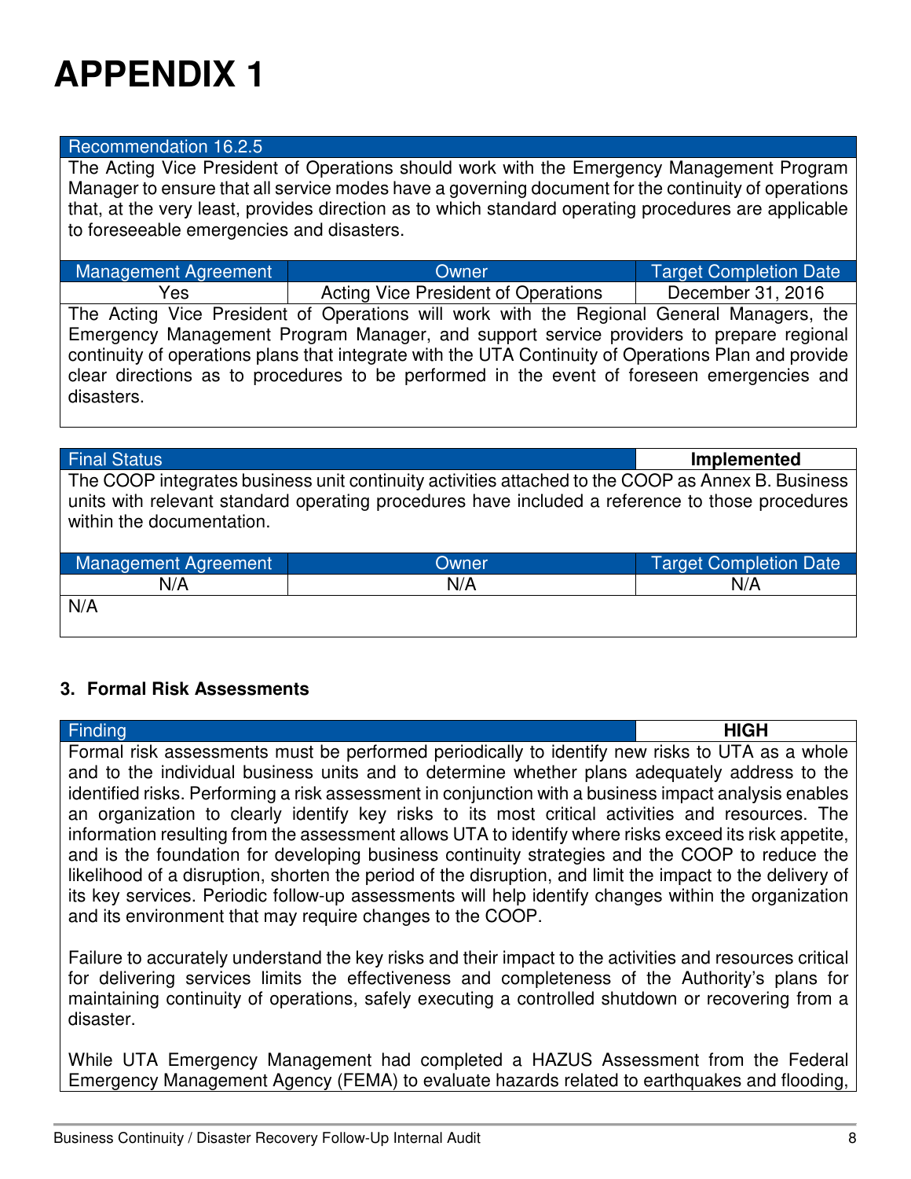# APPENDIX 1

| Recommendation 16.2.5 | | |
|---|---|---|
| The Acting Vice President of Operations should work with the Emergency Management Program Manager to ensure that all service modes have a governing document for the continuity of operations that, at the very least, provides direction as to which standard operating procedures are applicable to foreseeable emergencies and disasters. | | |

| Management Agreement | Owner | Target Completion Date |
|---|---|---|
| Yes | Acting Vice President of Operations | December 31, 2016 |
| The Acting Vice President of Operations will work with the Regional General Managers, the Emergency Management Program Manager, and support service providers to prepare regional continuity of operations plans that integrate with the UTA Continuity of Operations Plan and provide clear directions as to procedures to be performed in the event of foreseen emergencies and disasters. | | |

| Final Status | **Implemented** |
|---|---|
| The COOP integrates business unit continuity activities attached to the COOP as Annex B. Business units with relevant standard operating procedures have included a reference to those procedures within the documentation. | |

| Management Agreement | Owner | Target Completion Date |
|---|---|---|
| N/A | N/A | N/A |
| N/A | | |

### 3. Formal Risk Assessments

| Finding | **HIGH** |
|---|---|

Formal risk assessments must be performed periodically to identify new risks to UTA as a whole and to the individual business units and to determine whether plans adequately address to the identified risks. Performing a risk assessment in conjunction with a business impact analysis enables an organization to clearly identify key risks to its most critical activities and resources. The information resulting from the assessment allows UTA to identify where risks exceed its risk appetite, and is the foundation for developing business continuity strategies and the COOP to reduce the likelihood of a disruption, shorten the period of the disruption, and limit the impact to the delivery of its key services. Periodic follow-up assessments will help identify changes within the organization and its environment that may require changes to the COOP.

Failure to accurately understand the key risks and their impact to the activities and resources critical for delivering services limits the effectiveness and completeness of the Authority's plans for maintaining continuity of operations, safely executing a controlled shutdown or recovering from a disaster.

While UTA Emergency Management had completed a HAZUS Assessment from the Federal Emergency Management Agency (FEMA) to evaluate hazards related to earthquakes and flooding,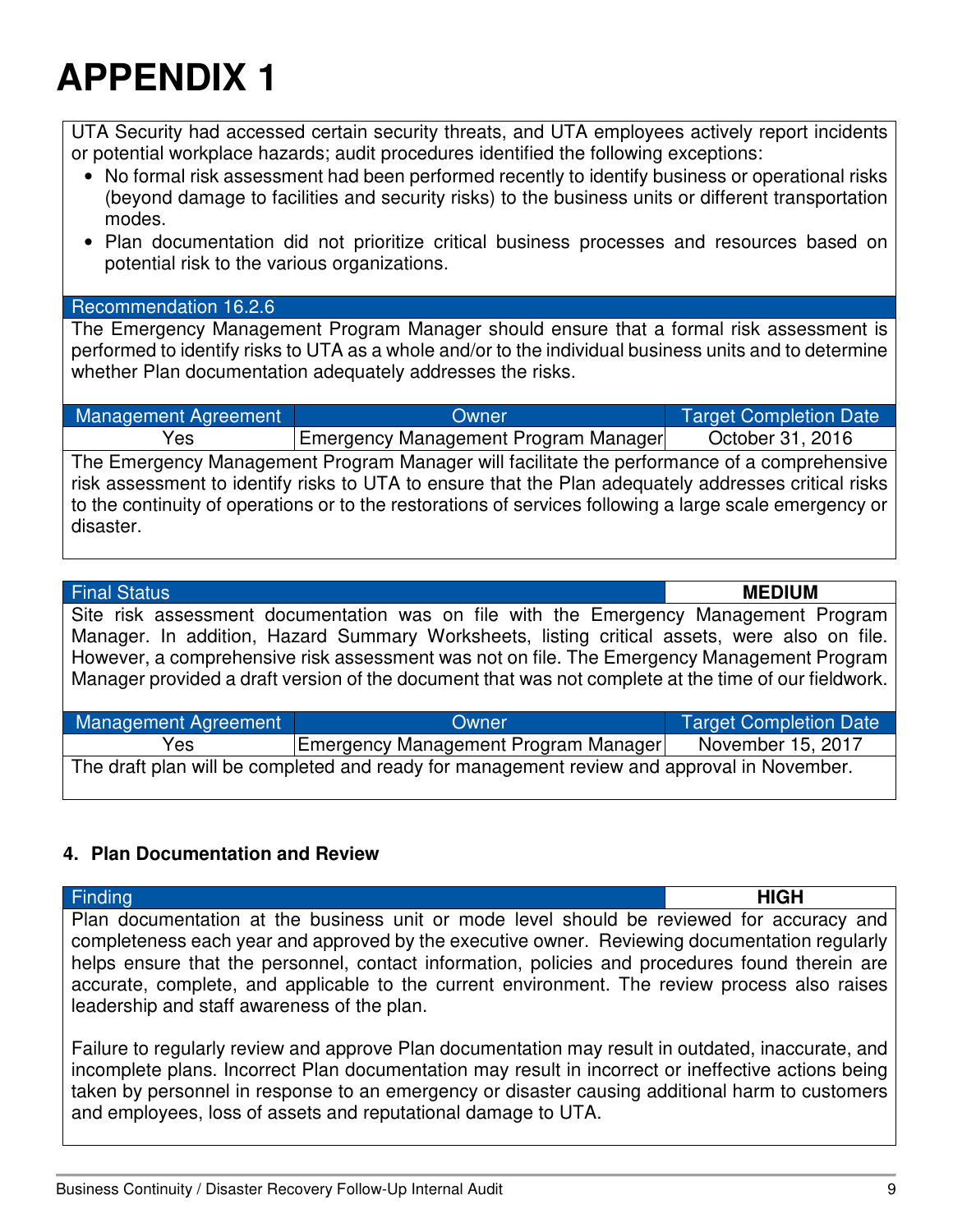# APPENDIX 1

UTA Security had accessed certain security threats, and UTA employees actively report incidents or potential workplace hazards; audit procedures identified the following exceptions:

- No formal risk assessment had been performed recently to identify business or operational risks (beyond damage to facilities and security risks) to the business units or different transportation modes.
- Plan documentation did not prioritize critical business processes and resources based on potential risk to the various organizations.

**Recommendation 16.2.6**

The Emergency Management Program Manager should ensure that a formal risk assessment is performed to identify risks to UTA as a whole and/or to the individual business units and to determine whether Plan documentation adequately addresses the risks.

| Management Agreement | Owner | Target Completion Date |
|---|---|---|
| Yes | Emergency Management Program Manager | October 31, 2016 |

The Emergency Management Program Manager will facilitate the performance of a comprehensive risk assessment to identify risks to UTA to ensure that the Plan adequately addresses critical risks to the continuity of operations or to the restorations of services following a large scale emergency or disaster.

| Final Status | MEDIUM |
|---|---|

Site risk assessment documentation was on file with the Emergency Management Program Manager. In addition, Hazard Summary Worksheets, listing critical assets, were also on file. However, a comprehensive risk assessment was not on file. The Emergency Management Program Manager provided a draft version of the document that was not complete at the time of our fieldwork.

| Management Agreement | Owner | Target Completion Date |
|---|---|---|
| Yes | Emergency Management Program Manager | November 15, 2017 |

The draft plan will be completed and ready for management review and approval in November.

**4. Plan Documentation and Review**

| Finding | HIGH |
|---|---|

Plan documentation at the business unit or mode level should be reviewed for accuracy and completeness each year and approved by the executive owner. Reviewing documentation regularly helps ensure that the personnel, contact information, policies and procedures found therein are accurate, complete, and applicable to the current environment. The review process also raises leadership and staff awareness of the plan.

Failure to regularly review and approve Plan documentation may result in outdated, inaccurate, and incomplete plans. Incorrect Plan documentation may result in incorrect or ineffective actions being taken by personnel in response to an emergency or disaster causing additional harm to customers and employees, loss of assets and reputational damage to UTA.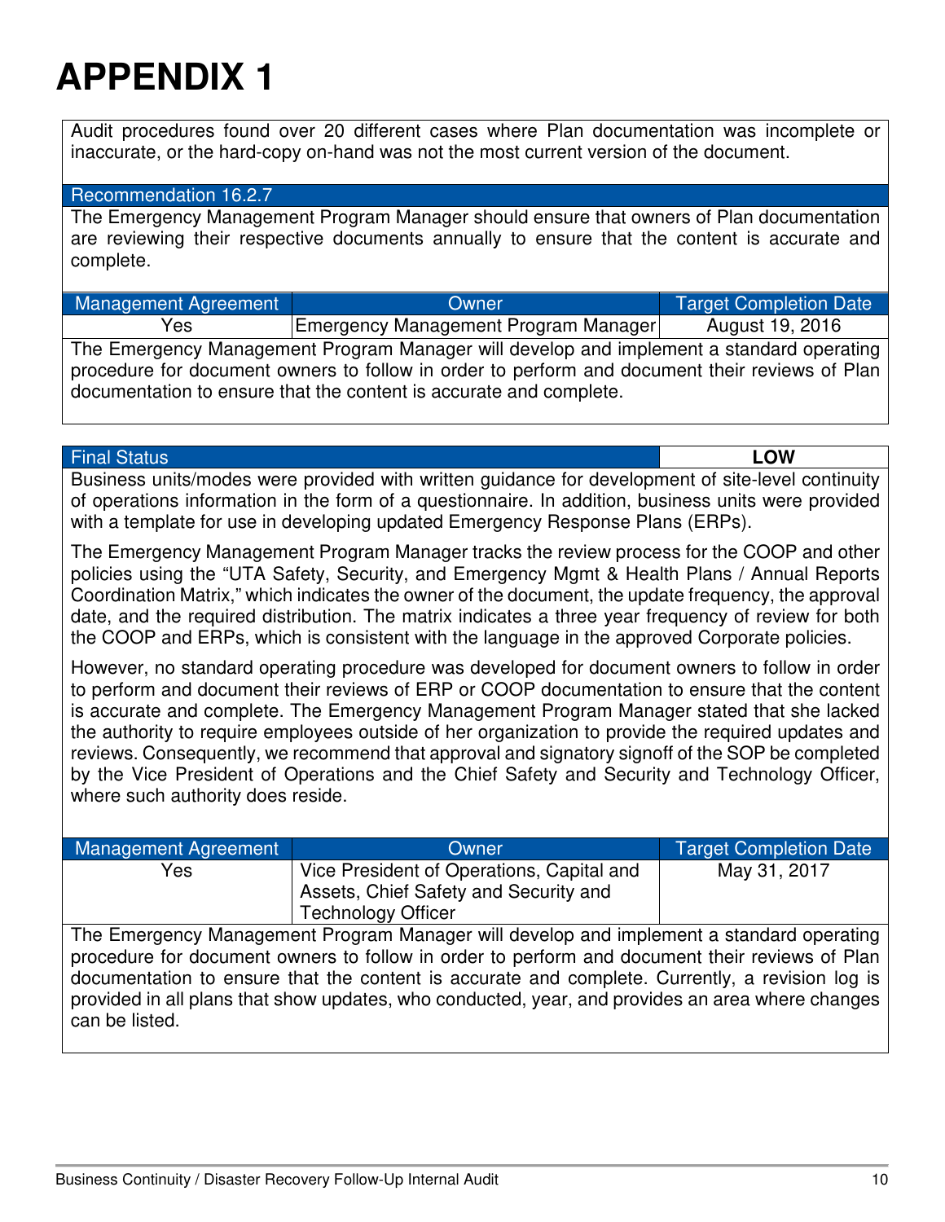# APPENDIX 1

Audit procedures found over 20 different cases where Plan documentation was incomplete or inaccurate, or the hard-copy on-hand was not the most current version of the document.

**Recommendation 16.2.7**

The Emergency Management Program Manager should ensure that owners of Plan documentation are reviewing their respective documents annually to ensure that the content is accurate and complete.

| Management Agreement | Owner | Target Completion Date |
|---|---|---|
| Yes | Emergency Management Program Manager | August 19, 2016 |

The Emergency Management Program Manager will develop and implement a standard operating procedure for document owners to follow in order to perform and document their reviews of Plan documentation to ensure that the content is accurate and complete.

| Final Status | LOW |
|---|---|

Business units/modes were provided with written guidance for development of site-level continuity of operations information in the form of a questionnaire. In addition, business units were provided with a template for use in developing updated Emergency Response Plans (ERPs).

The Emergency Management Program Manager tracks the review process for the COOP and other policies using the "UTA Safety, Security, and Emergency Mgmt & Health Plans / Annual Reports Coordination Matrix," which indicates the owner of the document, the update frequency, the approval date, and the required distribution. The matrix indicates a three year frequency of review for both the COOP and ERPs, which is consistent with the language in the approved Corporate policies.

However, no standard operating procedure was developed for document owners to follow in order to perform and document their reviews of ERP or COOP documentation to ensure that the content is accurate and complete. The Emergency Management Program Manager stated that she lacked the authority to require employees outside of her organization to provide the required updates and reviews. Consequently, we recommend that approval and signatory signoff of the SOP be completed by the Vice President of Operations and the Chief Safety and Security and Technology Officer, where such authority does reside.

| Management Agreement | Owner | Target Completion Date |
|---|---|---|
| Yes | Vice President of Operations, Capital and Assets, Chief Safety and Security and Technology Officer | May 31, 2017 |

The Emergency Management Program Manager will develop and implement a standard operating procedure for document owners to follow in order to perform and document their reviews of Plan documentation to ensure that the content is accurate and complete. Currently, a revision log is provided in all plans that show updates, who conducted, year, and provides an area where changes can be listed.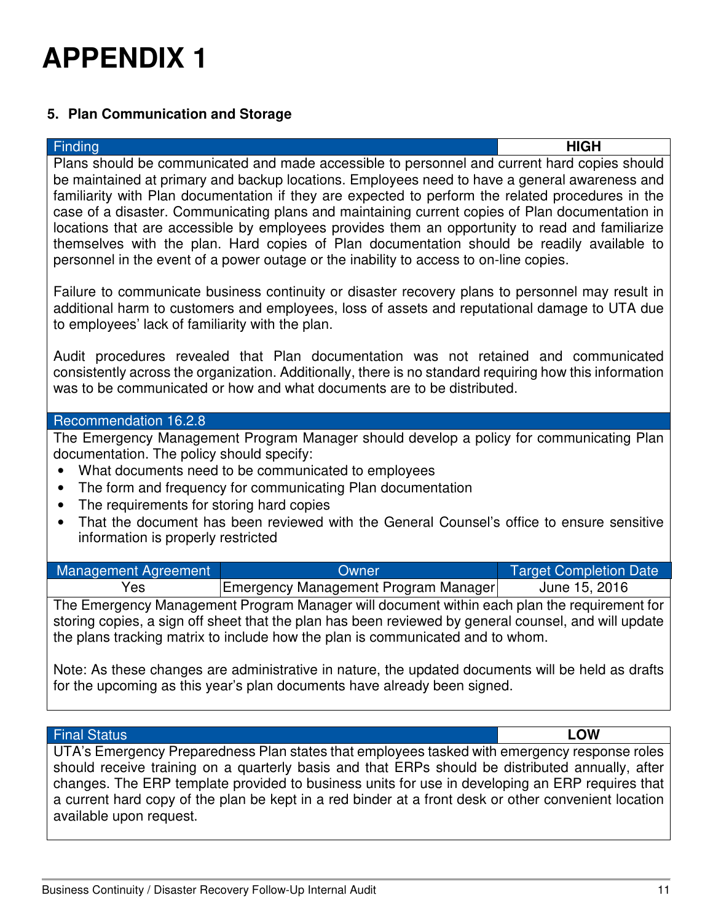# APPENDIX 1

### 5. Plan Communication and Storage

| Finding | HIGH |
|---|---|

Plans should be communicated and made accessible to personnel and current hard copies should be maintained at primary and backup locations. Employees need to have a general awareness and familiarity with Plan documentation if they are expected to perform the related procedures in the case of a disaster. Communicating plans and maintaining current copies of Plan documentation in locations that are accessible by employees provides them an opportunity to read and familiarize themselves with the plan. Hard copies of Plan documentation should be readily available to personnel in the event of a power outage or the inability to access to on-line copies.

Failure to communicate business continuity or disaster recovery plans to personnel may result in additional harm to customers and employees, loss of assets and reputational damage to UTA due to employees' lack of familiarity with the plan.

Audit procedures revealed that Plan documentation was not retained and communicated consistently across the organization. Additionally, there is no standard requiring how this information was to be communicated or how and what documents are to be distributed.

**Recommendation 16.2.8**

The Emergency Management Program Manager should develop a policy for communicating Plan documentation. The policy should specify:

- What documents need to be communicated to employees
- The form and frequency for communicating Plan documentation
- The requirements for storing hard copies
- That the document has been reviewed with the General Counsel's office to ensure sensitive information is properly restricted

| Management Agreement | Owner | Target Completion Date |
|---|---|---|
| Yes | Emergency Management Program Manager | June 15, 2016 |

The Emergency Management Program Manager will document within each plan the requirement for storing copies, a sign off sheet that the plan has been reviewed by general counsel, and will update the plans tracking matrix to include how the plan is communicated and to whom.

Note: As these changes are administrative in nature, the updated documents will be held as drafts for the upcoming as this year's plan documents have already been signed.

| Final Status | LOW |
|---|---|

UTA's Emergency Preparedness Plan states that employees tasked with emergency response roles should receive training on a quarterly basis and that ERPs should be distributed annually, after changes. The ERP template provided to business units for use in developing an ERP requires that a current hard copy of the plan be kept in a red binder at a front desk or other convenient location available upon request.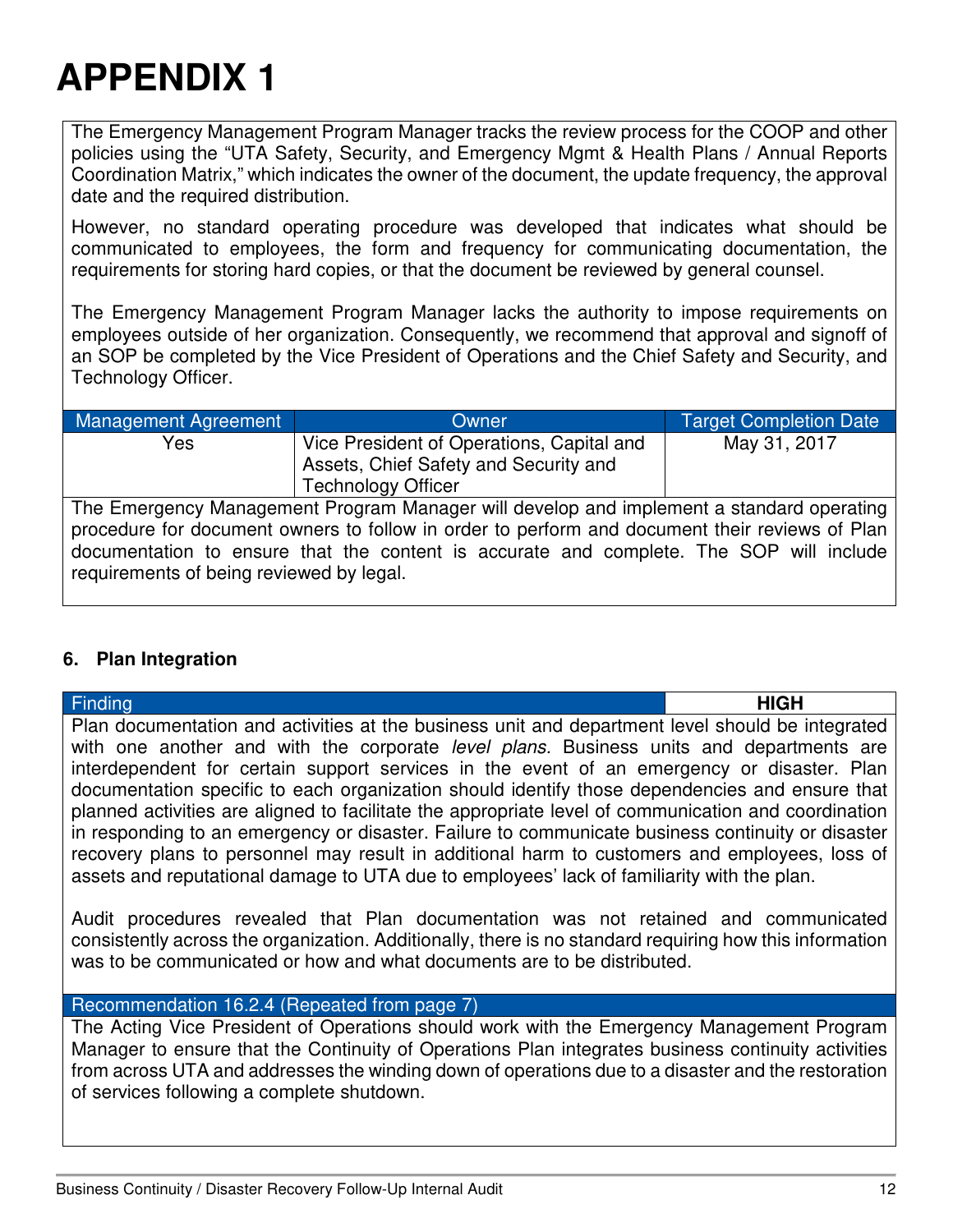# APPENDIX 1

The Emergency Management Program Manager tracks the review process for the COOP and other policies using the "UTA Safety, Security, and Emergency Mgmt & Health Plans / Annual Reports Coordination Matrix," which indicates the owner of the document, the update frequency, the approval date and the required distribution.

However, no standard operating procedure was developed that indicates what should be communicated to employees, the form and frequency for communicating documentation, the requirements for storing hard copies, or that the document be reviewed by general counsel.

The Emergency Management Program Manager lacks the authority to impose requirements on employees outside of her organization. Consequently, we recommend that approval and signoff of an SOP be completed by the Vice President of Operations and the Chief Safety and Security, and Technology Officer.

| Management Agreement | Owner | Target Completion Date |
|---|---|---|
| Yes | Vice President of Operations, Capital and Assets, Chief Safety and Security and Technology Officer | May 31, 2017 |

The Emergency Management Program Manager will develop and implement a standard operating procedure for document owners to follow in order to perform and document their reviews of Plan documentation to ensure that the content is accurate and complete. The SOP will include requirements of being reviewed by legal.

### 6. Plan Integration

| Finding | HIGH |
|---|---|

Plan documentation and activities at the business unit and department level should be integrated with one another and with the corporate *level plans.* Business units and departments are interdependent for certain support services in the event of an emergency or disaster. Plan documentation specific to each organization should identify those dependencies and ensure that planned activities are aligned to facilitate the appropriate level of communication and coordination in responding to an emergency or disaster. Failure to communicate business continuity or disaster recovery plans to personnel may result in additional harm to customers and employees, loss of assets and reputational damage to UTA due to employees' lack of familiarity with the plan.

Audit procedures revealed that Plan documentation was not retained and communicated consistently across the organization. Additionally, there is no standard requiring how this information was to be communicated or how and what documents are to be distributed.

**Recommendation 16.2.4 (Repeated from page 7)**

The Acting Vice President of Operations should work with the Emergency Management Program Manager to ensure that the Continuity of Operations Plan integrates business continuity activities from across UTA and addresses the winding down of operations due to a disaster and the restoration of services following a complete shutdown.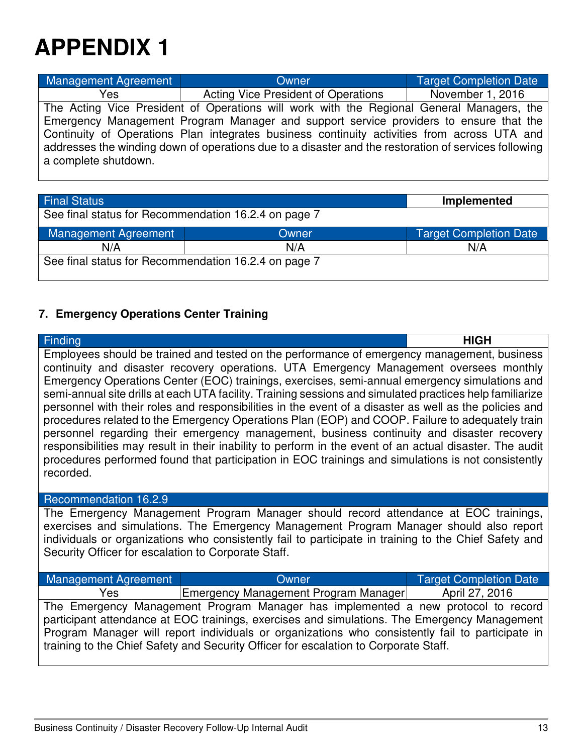# APPENDIX 1

| Management Agreement | Owner | Target Completion Date |
| --- | --- | --- |
| Yes | Acting Vice President of Operations | November 1, 2016 |

The Acting Vice President of Operations will work with the Regional General Managers, the Emergency Management Program Manager and support service providers to ensure that the Continuity of Operations Plan integrates business continuity activities from across UTA and addresses the winding down of operations due to a disaster and the restoration of services following a complete shutdown.

| Final Status | Implemented |
| --- | --- |

See final status for Recommendation 16.2.4 on page 7

| Management Agreement | Owner | Target Completion Date |
| --- | --- | --- |
| N/A | N/A | N/A |

See final status for Recommendation 16.2.4 on page 7

### 7. Emergency Operations Center Training

| Finding | HIGH |
| --- | --- |

Employees should be trained and tested on the performance of emergency management, business continuity and disaster recovery operations. UTA Emergency Management oversees monthly Emergency Operations Center (EOC) trainings, exercises, semi-annual emergency simulations and semi-annual site drills at each UTA facility. Training sessions and simulated practices help familiarize personnel with their roles and responsibilities in the event of a disaster as well as the policies and procedures related to the Emergency Operations Plan (EOP) and COOP. Failure to adequately train personnel regarding their emergency management, business continuity and disaster recovery responsibilities may result in their inability to perform in the event of an actual disaster. The audit procedures performed found that participation in EOC trainings and simulations is not consistently recorded.

**Recommendation 16.2.9**

The Emergency Management Program Manager should record attendance at EOC trainings, exercises and simulations. The Emergency Management Program Manager should also report individuals or organizations who consistently fail to participate in training to the Chief Safety and Security Officer for escalation to Corporate Staff.

| Management Agreement | Owner | Target Completion Date |
| --- | --- | --- |
| Yes | Emergency Management Program Manager | April 27, 2016 |

The Emergency Management Program Manager has implemented a new protocol to record participant attendance at EOC trainings, exercises and simulations. The Emergency Management Program Manager will report individuals or organizations who consistently fail to participate in training to the Chief Safety and Security Officer for escalation to Corporate Staff.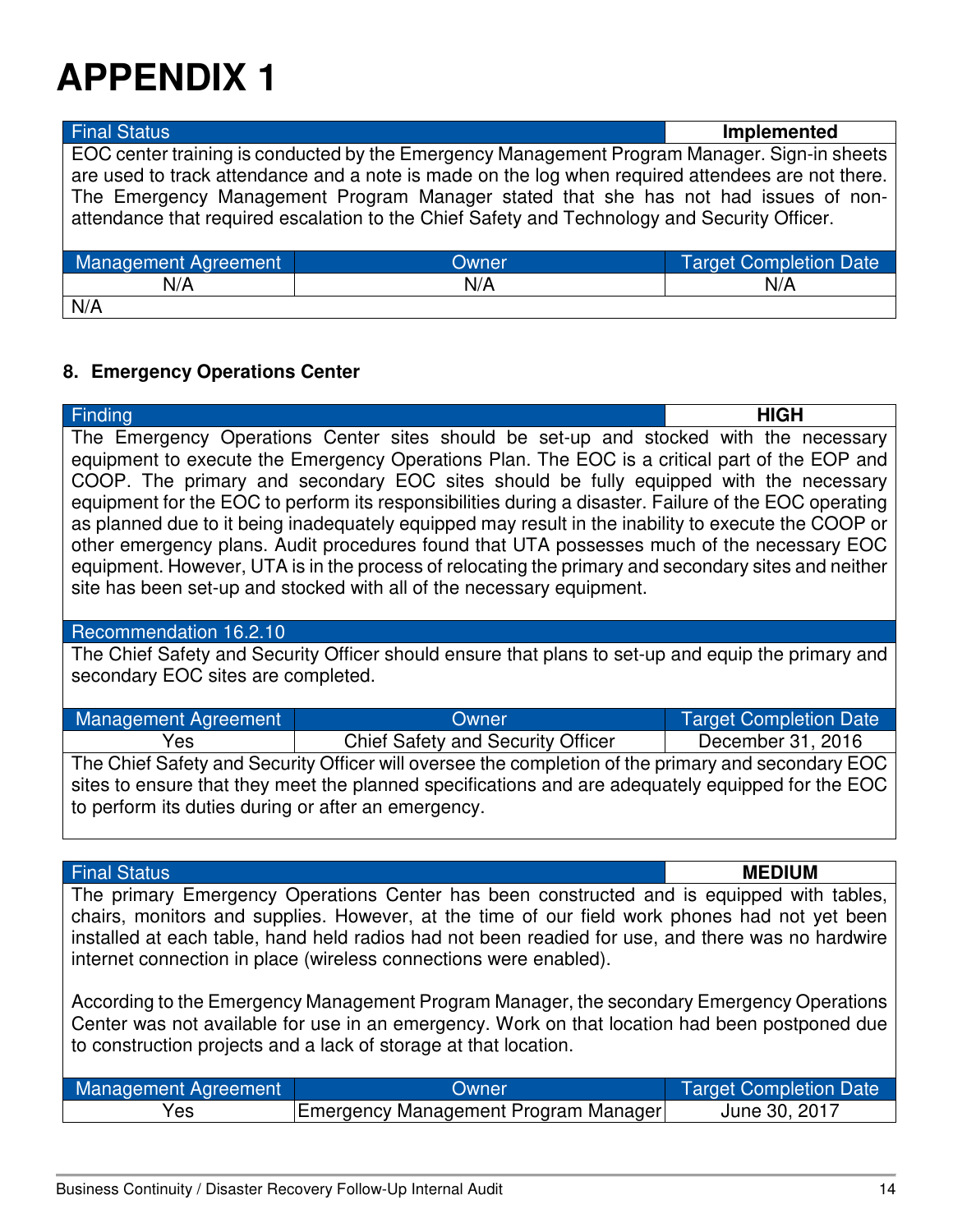# APPENDIX 1

| Final Status | Implemented |
|---|---|
| EOC center training is conducted by the Emergency Management Program Manager. Sign-in sheets are used to track attendance and a note is made on the log when required attendees are not there. The Emergency Management Program Manager stated that she has not had issues of non-attendance that required escalation to the Chief Safety and Technology and Security Officer. | |

| Management Agreement | Owner | Target Completion Date |
|---|---|---|
| N/A | N/A | N/A |
| N/A | | |

**8. Emergency Operations Center**

| Finding | HIGH |
|---|---|
| The Emergency Operations Center sites should be set-up and stocked with the necessary equipment to execute the Emergency Operations Plan. The EOC is a critical part of the EOP and COOP. The primary and secondary EOC sites should be fully equipped with the necessary equipment for the EOC to perform its responsibilities during a disaster. Failure of the EOC operating as planned due to it being inadequately equipped may result in the inability to execute the COOP or other emergency plans. Audit procedures found that UTA possesses much of the necessary EOC equipment. However, UTA is in the process of relocating the primary and secondary sites and neither site has been set-up and stocked with all of the necessary equipment. | |

| Recommendation 16.2.10 |
|---|
| The Chief Safety and Security Officer should ensure that plans to set-up and equip the primary and secondary EOC sites are completed. |

| Management Agreement | Owner | Target Completion Date |
|---|---|---|
| Yes | Chief Safety and Security Officer | December 31, 2016 |
| The Chief Safety and Security Officer will oversee the completion of the primary and secondary EOC sites to ensure that they meet the planned specifications and are adequately equipped for the EOC to perform its duties during or after an emergency. | | |

| Final Status | MEDIUM |
|---|---|
| The primary Emergency Operations Center has been constructed and is equipped with tables, chairs, monitors and supplies. However, at the time of our field work phones had not yet been installed at each table, hand held radios had not been readied for use, and there was no hardwire internet connection in place (wireless connections were enabled).<br><br>According to the Emergency Management Program Manager, the secondary Emergency Operations Center was not available for use in an emergency. Work on that location had been postponed due to construction projects and a lack of storage at that location. | |

| Management Agreement | Owner | Target Completion Date |
|---|---|---|
| Yes | Emergency Management Program Manager | June 30, 2017 |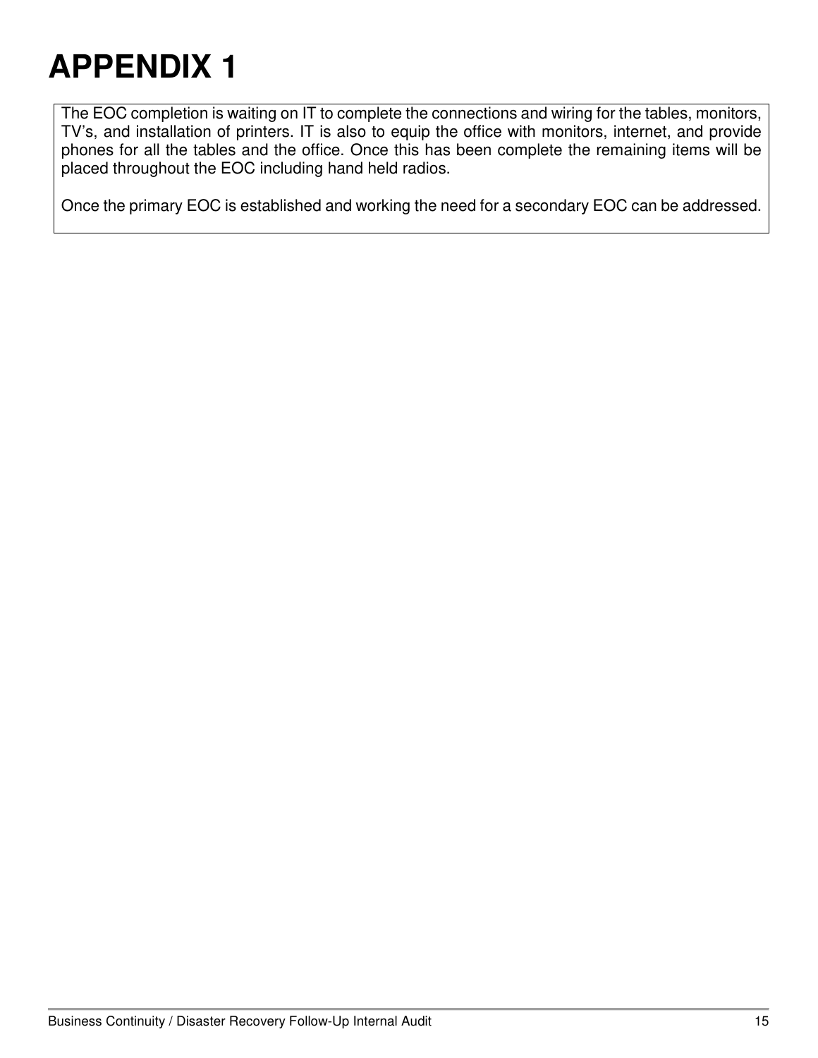# APPENDIX 1

The EOC completion is waiting on IT to complete the connections and wiring for the tables, monitors, TV's, and installation of printers. IT is also to equip the office with monitors, internet, and provide phones for all the tables and the office. Once this has been complete the remaining items will be placed throughout the EOC including hand held radios.

Once the primary EOC is established and working the need for a secondary EOC can be addressed.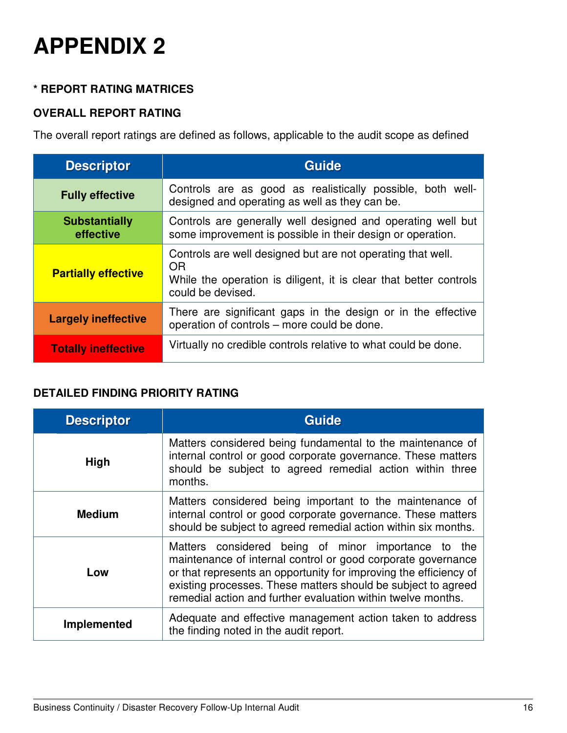# APPENDIX 2

**\* REPORT RATING MATRICES**

**OVERALL REPORT RATING**

The overall report ratings are defined as follows, applicable to the audit scope as defined

| Descriptor | Guide |
|---|---|
| **Fully effective** | Controls are as good as realistically possible, both well-designed and operating as well as they can be. |
| **Substantially effective** | Controls are generally well designed and operating well but some improvement is possible in their design or operation. |
| **Partially effective** | Controls are well designed but are not operating that well.<br>OR<br>While the operation is diligent, it is clear that better controls could be devised. |
| **Largely ineffective** | There are significant gaps in the design or in the effective operation of controls – more could be done. |
| **Totally ineffective** | Virtually no credible controls relative to what could be done. |

**DETAILED FINDING PRIORITY RATING**

| Descriptor | Guide |
|---|---|
| **High** | Matters considered being fundamental to the maintenance of internal control or good corporate governance. These matters should be subject to agreed remedial action within three months. |
| **Medium** | Matters considered being important to the maintenance of internal control or good corporate governance. These matters should be subject to agreed remedial action within six months. |
| **Low** | Matters considered being of minor importance to the maintenance of internal control or good corporate governance or that represents an opportunity for improving the efficiency of existing processes. These matters should be subject to agreed remedial action and further evaluation within twelve months. |
| **Implemented** | Adequate and effective management action taken to address the finding noted in the audit report. |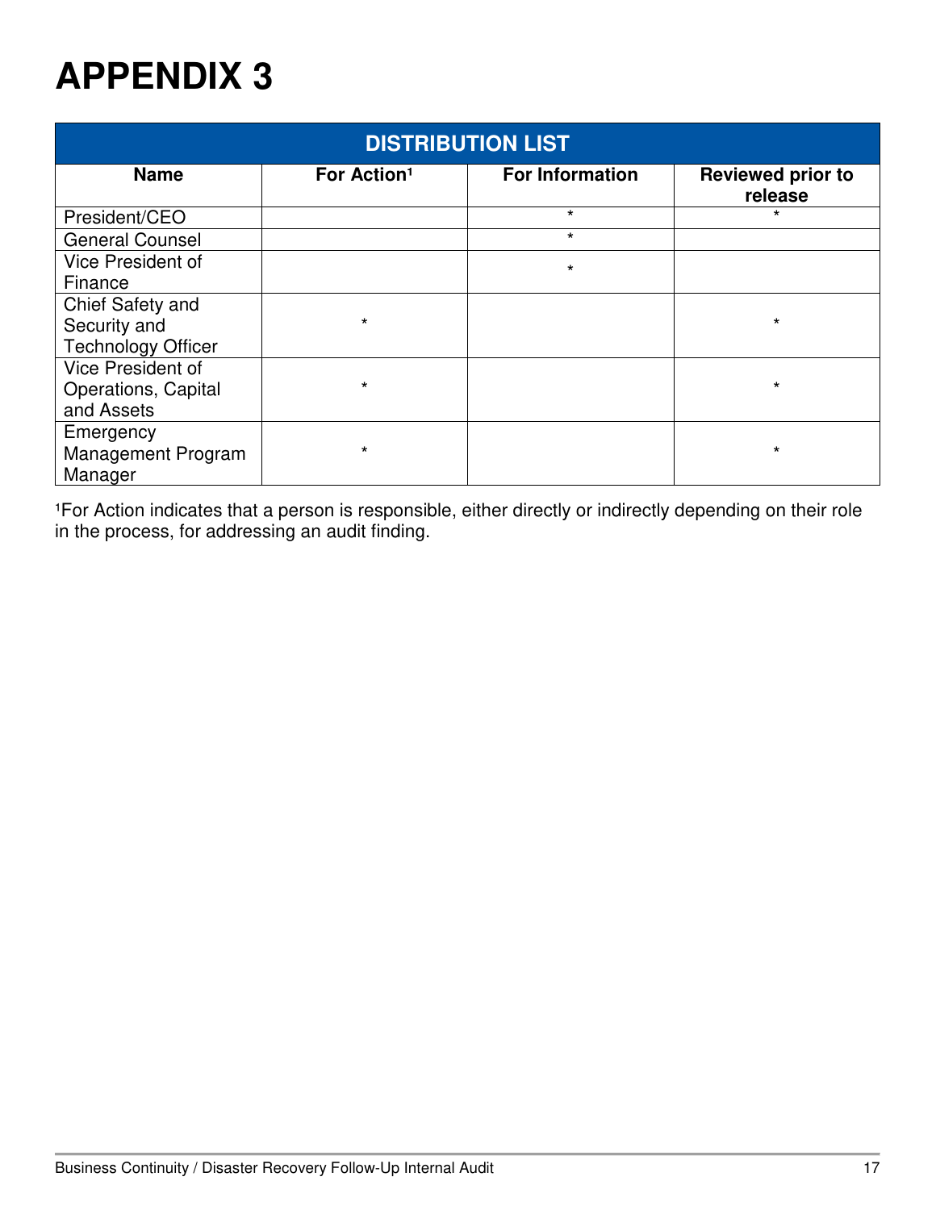# APPENDIX 3

| DISTRIBUTION LIST | | | |
|---|---|---|---|
| **Name** | **For Action[1]** | **For Information** | **Reviewed prior to release** |
| President/CEO | | * | * |
| General Counsel | | * | |
| Vice President of Finance | | * | |
| Chief Safety and Security and Technology Officer | * | | * |
| Vice President of Operations, Capital and Assets | * | | * |
| Emergency Management Program Manager | * | | * |

[1]For Action indicates that a person is responsible, either directly or indirectly depending on their role in the process, for addressing an audit finding.